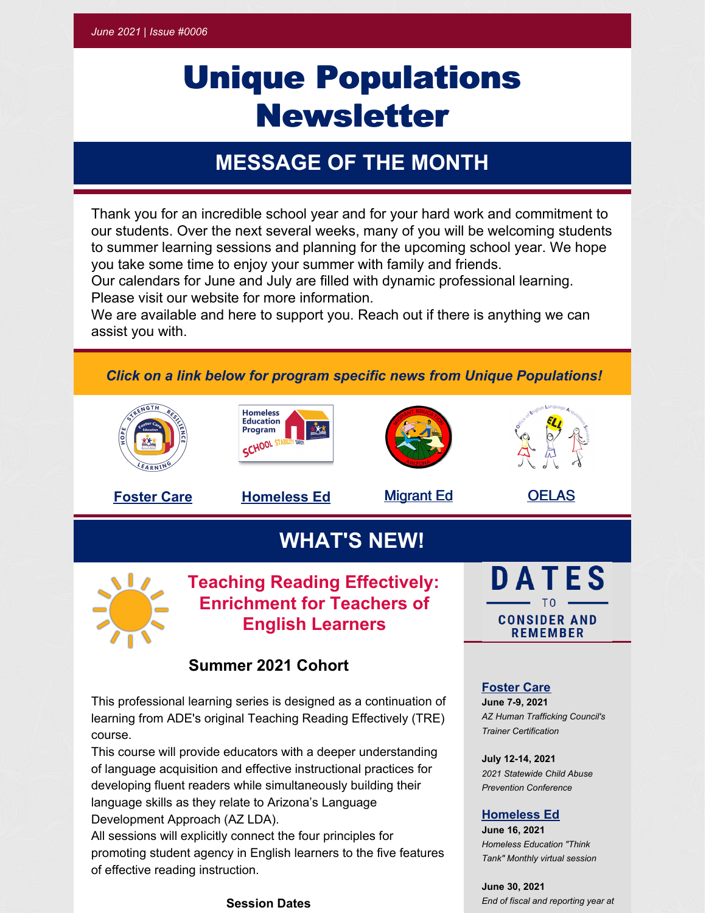*June 2021 | Issue #0006*

# Unique Populations Newsletter

## MESSAGE OF THE MONTH

Thank you for an incredible school year and for your hard work and commitment to our students. Over the next several weeks, many of you will be welcoming students to summer learning sessions and planning for the upcoming school year. We hope you take some time to enjoy your summer with family and friends.
Our calendars for June and July are filled with dynamic professional learning. Please visit our website for more information.
We are available and here to support you. Reach out if there is anything we can assist you with.

***Click on a link below for program specific news from Unique Populations!***

**Foster Care** | **Homeless Ed** | Migrant Ed | OELAS

## WHAT'S NEW!

### Teaching Reading Effectively: Enrichment for Teachers of English Learners

#### Summer 2021 Cohort

This professional learning series is designed as a continuation of learning from ADE's original Teaching Reading Effectively (TRE) course.
This course will provide educators with a deeper understanding of language acquisition and effective instructional practices for developing fluent readers while simultaneously building their language skills as they relate to Arizona's Language Development Approach (AZ LDA).
All sessions will explicitly connect the four principles for promoting student agency in English learners to the five features of effective reading instruction.

**Session Dates**

## DATES TO CONSIDER AND REMEMBER

**Foster Care**

**June 7-9, 2021**
*AZ Human Trafficking Council's Trainer Certification*

**July 12-14, 2021**
*2021 Statewide Child Abuse Prevention Conference*

**Homeless Ed**

**June 16, 2021**
*Homeless Education "Think Tank" Monthly virtual session*

**June 30, 2021**
*End of fiscal and reporting year at*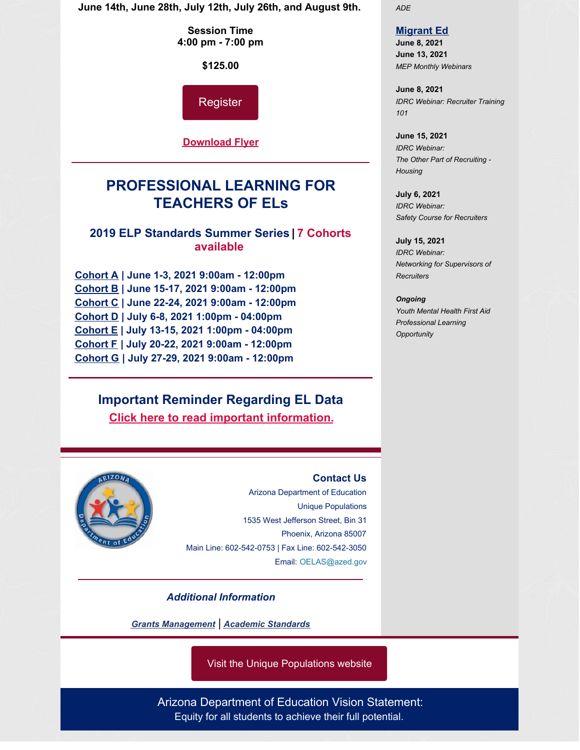**June 14th, June 28th, July 12th, July 26th, and August 9th.**

**Session Time**
**4:00 pm - 7:00 pm**

**$125.00**

Register

**Download Flyer**

## PROFESSIONAL LEARNING FOR TEACHERS OF ELs

### 2019 ELP Standards Summer Series | 7 Cohorts available

**Cohort A | June 1-3, 2021 9:00am - 12:00pm**
**Cohort B | June 15-17, 2021 9:00am - 12:00pm**
**Cohort C | June 22-24, 2021 9:00am - 12:00pm**
**Cohort D | July 6-8, 2021 1:00pm - 04:00pm**
**Cohort E | July 13-15, 2021 1:00pm - 04:00pm**
**Cohort F | July 20-22, 2021 9:00am - 12:00pm**
**Cohort G | July 27-29, 2021 9:00am - 12:00pm**

## Important Reminder Regarding EL Data

**Click here to read important information.**

### Contact Us

Arizona Department of Education
Unique Populations
1535 West Jefferson Street, Bin 31
Phoenix, Arizona 85007
Main Line: 602-542-0753 | Fax Line: 602-542-3050
Email: OELAS@azed.gov

***Additional Information***

***Grants Management*** | ***Academic Standards***

*ADE*

### Migrant Ed

**June 8, 2021**
**June 13, 2021**
*MEP Monthly Webinars*

**June 8, 2021**
*IDRC Webinar: Recruiter Training 101*

**June 15, 2021**
*IDRC Webinar:*
*The Other Part of Recruiting - Housing*

**July 6, 2021**
*IDRC Webinar:*
*Safety Course for Recruiters*

**July 15, 2021**
*IDRC Webinar:*
*Networking for Supervisors of Recruiters*

***Ongoing***
*Youth Mental Health First Aid Professional Learning Opportunity*

Visit the Unique Populations website

Arizona Department of Education Vision Statement:
Equity for all students to achieve their full potential.